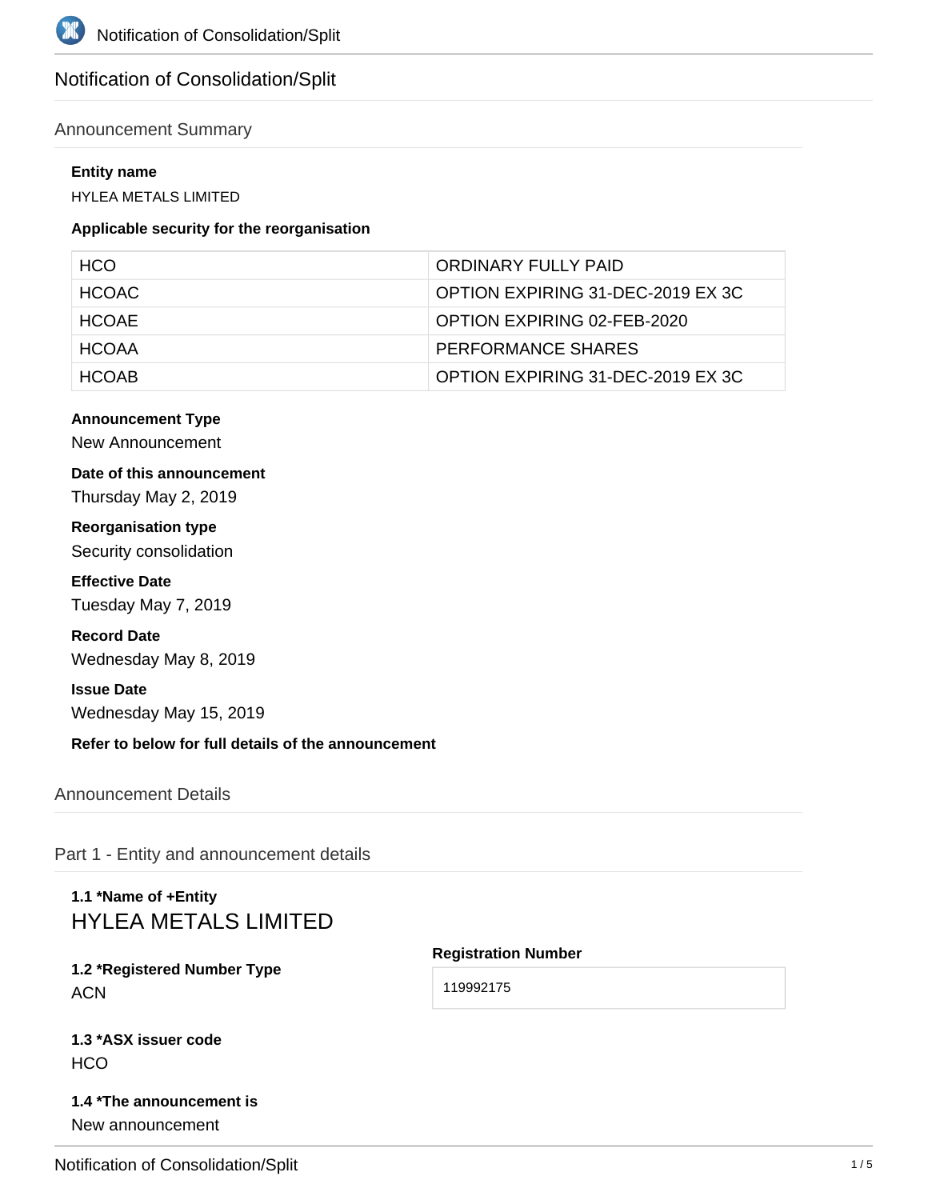# Notification of Consolidation/Split

## Announcement Summary

**Entity name**

HYLEA METALS LIMITED

**Applicable security for the reorganisation**

| | |
|---|---|
| HCO | ORDINARY FULLY PAID |
| HCOAC | OPTION EXPIRING 31-DEC-2019 EX 3C |
| HCOAE | OPTION EXPIRING 02-FEB-2020 |
| HCOAA | PERFORMANCE SHARES |
| HCOAB | OPTION EXPIRING 31-DEC-2019 EX 3C |

**Announcement Type**

New Announcement

**Date of this announcement**

Thursday May 2, 2019

**Reorganisation type**

Security consolidation

**Effective Date**

Tuesday May 7, 2019

**Record Date**

Wednesday May 8, 2019

**Issue Date**

Wednesday May 15, 2019

**Refer to below for full details of the announcement**

## Announcement Details

## Part 1 - Entity and announcement details

**1.1 *Name of +Entity**

HYLEA METALS LIMITED

**1.2 *Registered Number Type**

ACN

**Registration Number**

119992175

**1.3 *ASX issuer code**

HCO

**1.4 *The announcement is**

New announcement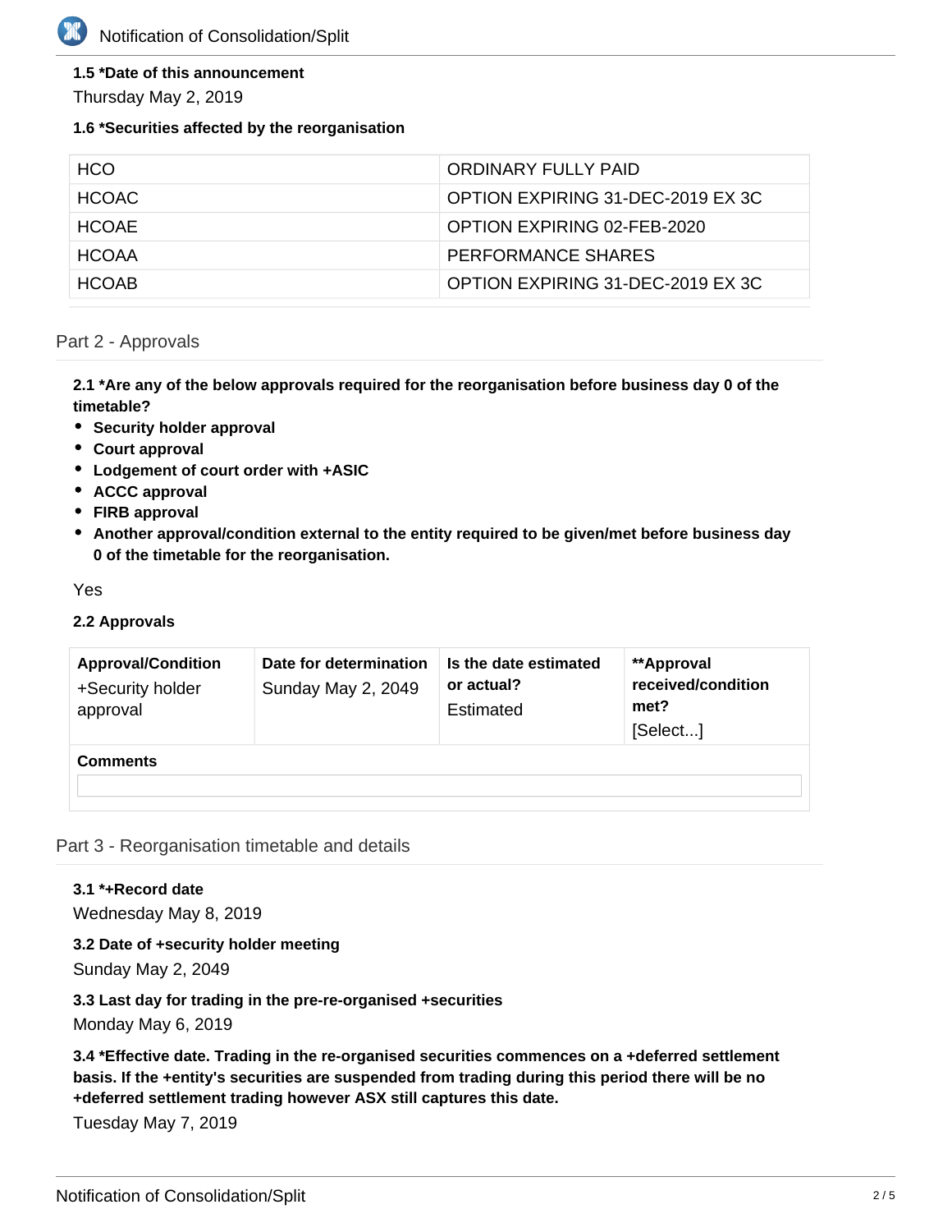**1.5 *Date of this announcement**

Thursday May 2, 2019

**1.6 *Securities affected by the reorganisation**

| | |
|---|---|
| HCO | ORDINARY FULLY PAID |
| HCOAC | OPTION EXPIRING 31-DEC-2019 EX 3C |
| HCOAE | OPTION EXPIRING 02-FEB-2020 |
| HCOAA | PERFORMANCE SHARES |
| HCOAB | OPTION EXPIRING 31-DEC-2019 EX 3C |

## Part 2 - Approvals

**2.1 *Are any of the below approvals required for the reorganisation before business day 0 of the timetable?**

- **Security holder approval**
- **Court approval**
- **Lodgement of court order with +ASIC**
- **ACCC approval**
- **FIRB approval**
- **Another approval/condition external to the entity required to be given/met before business day 0 of the timetable for the reorganisation.**

Yes

**2.2 Approvals**

| Approval/Condition | Date for determination | Is the date estimated or actual? | **Approval received/condition met? |
|---|---|---|---|
| +Security holder approval | Sunday May 2, 2049 | Estimated | [Select...] |
| **Comments** | | | |

## Part 3 - Reorganisation timetable and details

**3.1 *+Record date**

Wednesday May 8, 2019

**3.2 Date of +security holder meeting**

Sunday May 2, 2049

**3.3 Last day for trading in the pre-re-organised +securities**

Monday May 6, 2019

**3.4 *Effective date. Trading in the re-organised securities commences on a +deferred settlement basis. If the +entity's securities are suspended from trading during this period there will be no +deferred settlement trading however ASX still captures this date.**

Tuesday May 7, 2019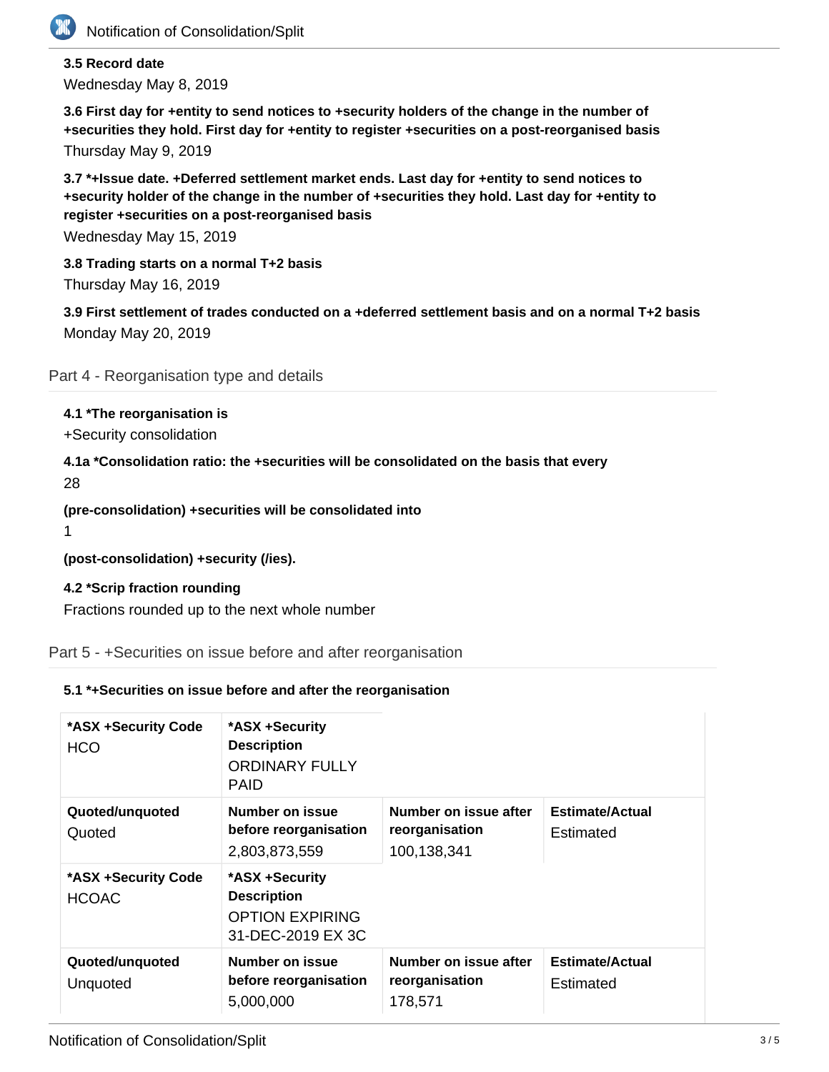**3.5 Record date**

Wednesday May 8, 2019

**3.6 First day for +entity to send notices to +security holders of the change in the number of +securities they hold. First day for +entity to register +securities on a post-reorganised basis**

Thursday May 9, 2019

**3.7 *+Issue date. +Deferred settlement market ends. Last day for +entity to send notices to +security holder of the change in the number of +securities they hold. Last day for +entity to register +securities on a post-reorganised basis**

Wednesday May 15, 2019

**3.8 Trading starts on a normal T+2 basis**

Thursday May 16, 2019

**3.9 First settlement of trades conducted on a +deferred settlement basis and on a normal T+2 basis**

Monday May 20, 2019

## Part 4 - Reorganisation type and details

**4.1 *The reorganisation is**

+Security consolidation

**4.1a *Consolidation ratio: the +securities will be consolidated on the basis that every**

28

**(pre-consolidation) +securities will be consolidated into**

1

**(post-consolidation) +security (/ies).**

**4.2 *Scrip fraction rounding**

Fractions rounded up to the next whole number

## Part 5 - +Securities on issue before and after reorganisation

**5.1 *+Securities on issue before and after the reorganisation**

| *ASX +Security Code | *ASX +Security Description | | |
|---|---|---|---|
| HCO | ORDINARY FULLY PAID | | |
| **Quoted/unquoted** | **Number on issue before reorganisation** | **Number on issue after reorganisation** | **Estimate/Actual** |
| Quoted | 2,803,873,559 | 100,138,341 | Estimated |
| **\*ASX +Security Code** | **\*ASX +Security Description** | | |
| HCOAC | OPTION EXPIRING 31-DEC-2019 EX 3C | | |
| **Quoted/unquoted** | **Number on issue before reorganisation** | **Number on issue after reorganisation** | **Estimate/Actual** |
| Unquoted | 5,000,000 | 178,571 | Estimated |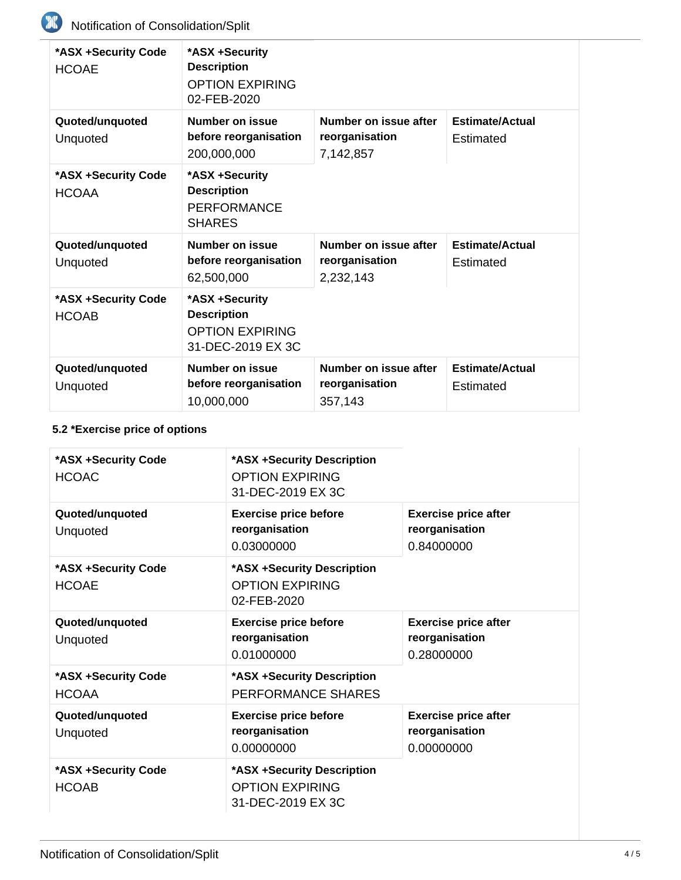| *ASX +Security Code | *ASX +Security Description | | |
|---|---|---|---|
| HCOAE | OPTION EXPIRING 02-FEB-2020 | | |
| **Quoted/unquoted** | **Number on issue before reorganisation** | **Number on issue after reorganisation** | **Estimate/Actual** |
| Unquoted | 200,000,000 | 7,142,857 | Estimated |
| **\*ASX +Security Code** | **\*ASX +Security Description** | | |
| HCOAA | PERFORMANCE SHARES | | |
| **Quoted/unquoted** | **Number on issue before reorganisation** | **Number on issue after reorganisation** | **Estimate/Actual** |
| Unquoted | 62,500,000 | 2,232,143 | Estimated |
| **\*ASX +Security Code** | **\*ASX +Security Description** | | |
| HCOAB | OPTION EXPIRING 31-DEC-2019 EX 3C | | |
| **Quoted/unquoted** | **Number on issue before reorganisation** | **Number on issue after reorganisation** | **Estimate/Actual** |
| Unquoted | 10,000,000 | 357,143 | Estimated |

**5.2 *Exercise price of options**

| *ASX +Security Code | *ASX +Security Description | |
|---|---|---|
| HCOAC | OPTION EXPIRING 31-DEC-2019 EX 3C | |
| **Quoted/unquoted** | **Exercise price before reorganisation** | **Exercise price after reorganisation** |
| Unquoted | 0.03000000 | 0.84000000 |
| **\*ASX +Security Code** | **\*ASX +Security Description** | |
| HCOAE | OPTION EXPIRING 02-FEB-2020 | |
| **Quoted/unquoted** | **Exercise price before reorganisation** | **Exercise price after reorganisation** |
| Unquoted | 0.01000000 | 0.28000000 |
| **\*ASX +Security Code** | **\*ASX +Security Description** | |
| HCOAA | PERFORMANCE SHARES | |
| **Quoted/unquoted** | **Exercise price before reorganisation** | **Exercise price after reorganisation** |
| Unquoted | 0.00000000 | 0.00000000 |
| **\*ASX +Security Code** | **\*ASX +Security Description** | |
| HCOAB | OPTION EXPIRING 31-DEC-2019 EX 3C | |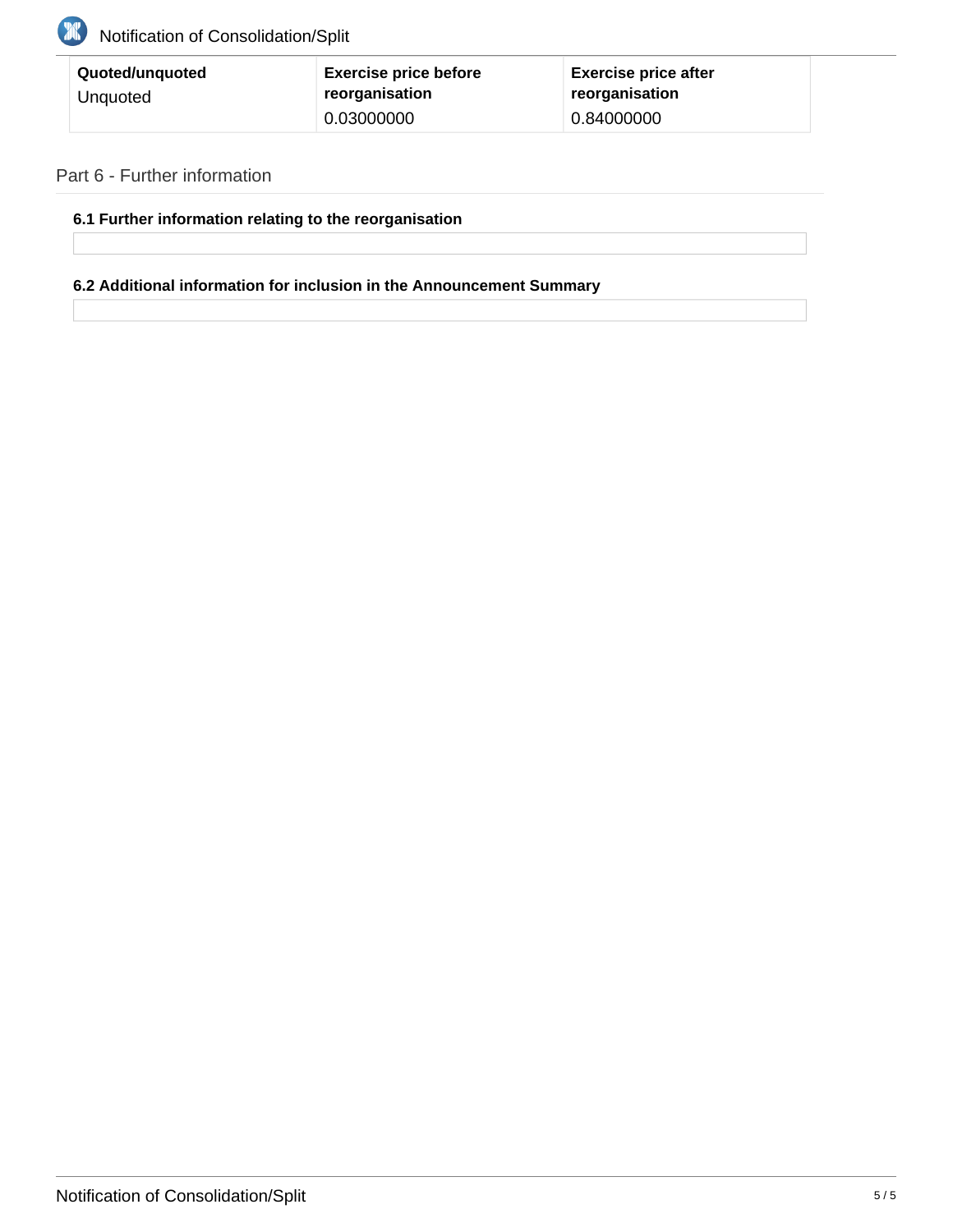| Quoted/unquoted | Exercise price before reorganisation | Exercise price after reorganisation |
| --- | --- | --- |
| Unquoted | 0.03000000 | 0.84000000 |

## Part 6 - Further information

**6.1 Further information relating to the reorganisation**

**6.2 Additional information for inclusion in the Announcement Summary**